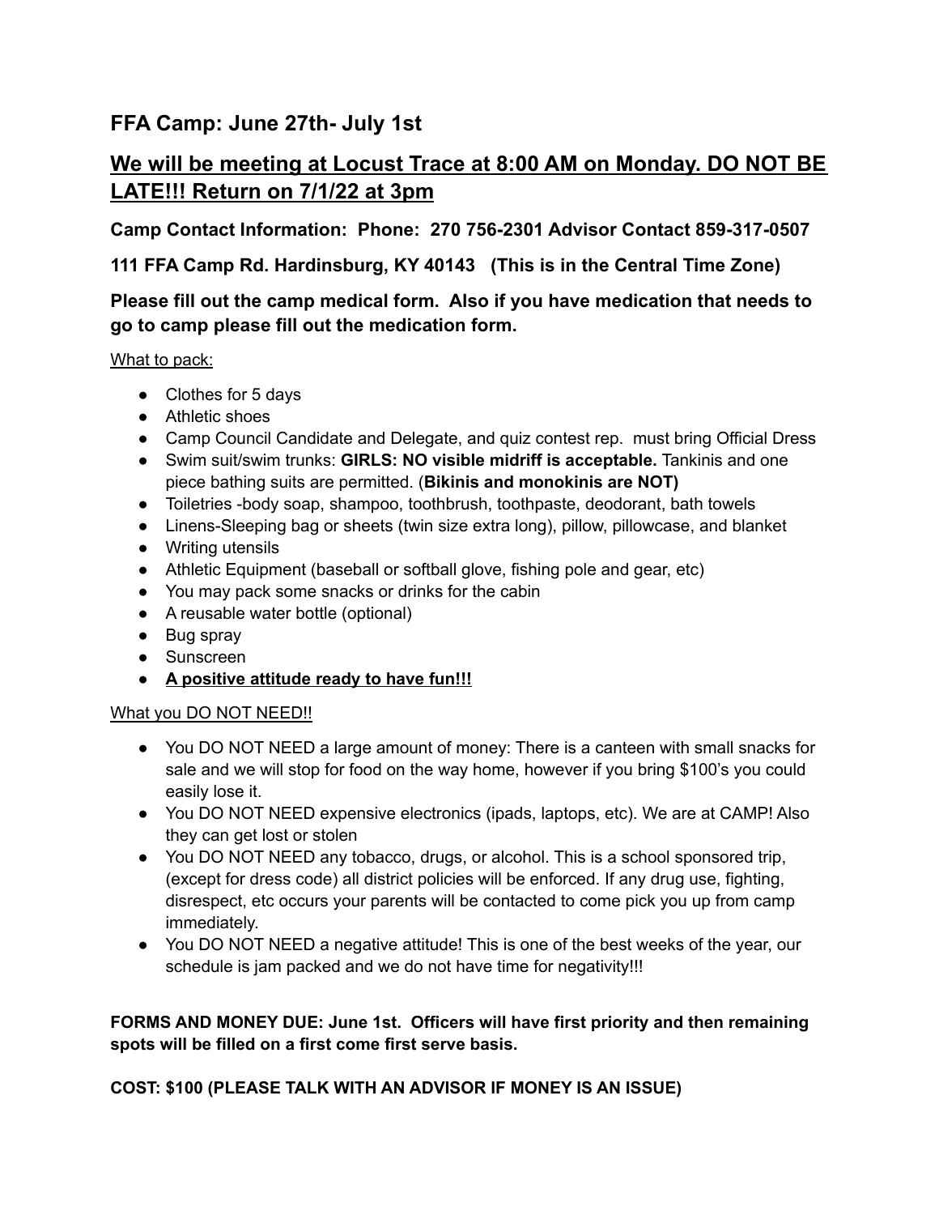## FFA Camp: June 27th- July 1st

## <u>We will be meeting at Locust Trace at 8:00 AM on Monday. DO NOT BE LATE!!! Return on 7/1/22 at 3pm</u>

**Camp Contact Information: Phone: 270 756-2301 Advisor Contact 859-317-0507**

**111 FFA Camp Rd. Hardinsburg, KY 40143 (This is in the Central Time Zone)**

**Please fill out the camp medical form. Also if you have medication that needs to go to camp please fill out the medication form.**

<u>What to pack:</u>

- Clothes for 5 days
- Athletic shoes
- Camp Council Candidate and Delegate, and quiz contest rep. must bring Official Dress
- Swim suit/swim trunks: **GIRLS: NO visible midriff is acceptable.** Tankinis and one piece bathing suits are permitted. (**Bikinis and monokinis are NOT)**
- Toiletries -body soap, shampoo, toothbrush, toothpaste, deodorant, bath towels
- Linens-Sleeping bag or sheets (twin size extra long), pillow, pillowcase, and blanket
- Writing utensils
- Athletic Equipment (baseball or softball glove, fishing pole and gear, etc)
- You may pack some snacks or drinks for the cabin
- A reusable water bottle (optional)
- Bug spray
- Sunscreen
- **<u>A positive attitude ready to have fun!!!</u>**

<u>What you DO NOT NEED!!</u>

- You DO NOT NEED a large amount of money: There is a canteen with small snacks for sale and we will stop for food on the way home, however if you bring $100's you could easily lose it.
- You DO NOT NEED expensive electronics (ipads, laptops, etc). We are at CAMP! Also they can get lost or stolen
- You DO NOT NEED any tobacco, drugs, or alcohol. This is a school sponsored trip, (except for dress code) all district policies will be enforced. If any drug use, fighting, disrespect, etc occurs your parents will be contacted to come pick you up from camp immediately.
- You DO NOT NEED a negative attitude! This is one of the best weeks of the year, our schedule is jam packed and we do not have time for negativity!!!

**FORMS AND MONEY DUE: June 1st. Officers will have first priority and then remaining spots will be filled on a first come first serve basis.**

**COST: $100 (PLEASE TALK WITH AN ADVISOR IF MONEY IS AN ISSUE)**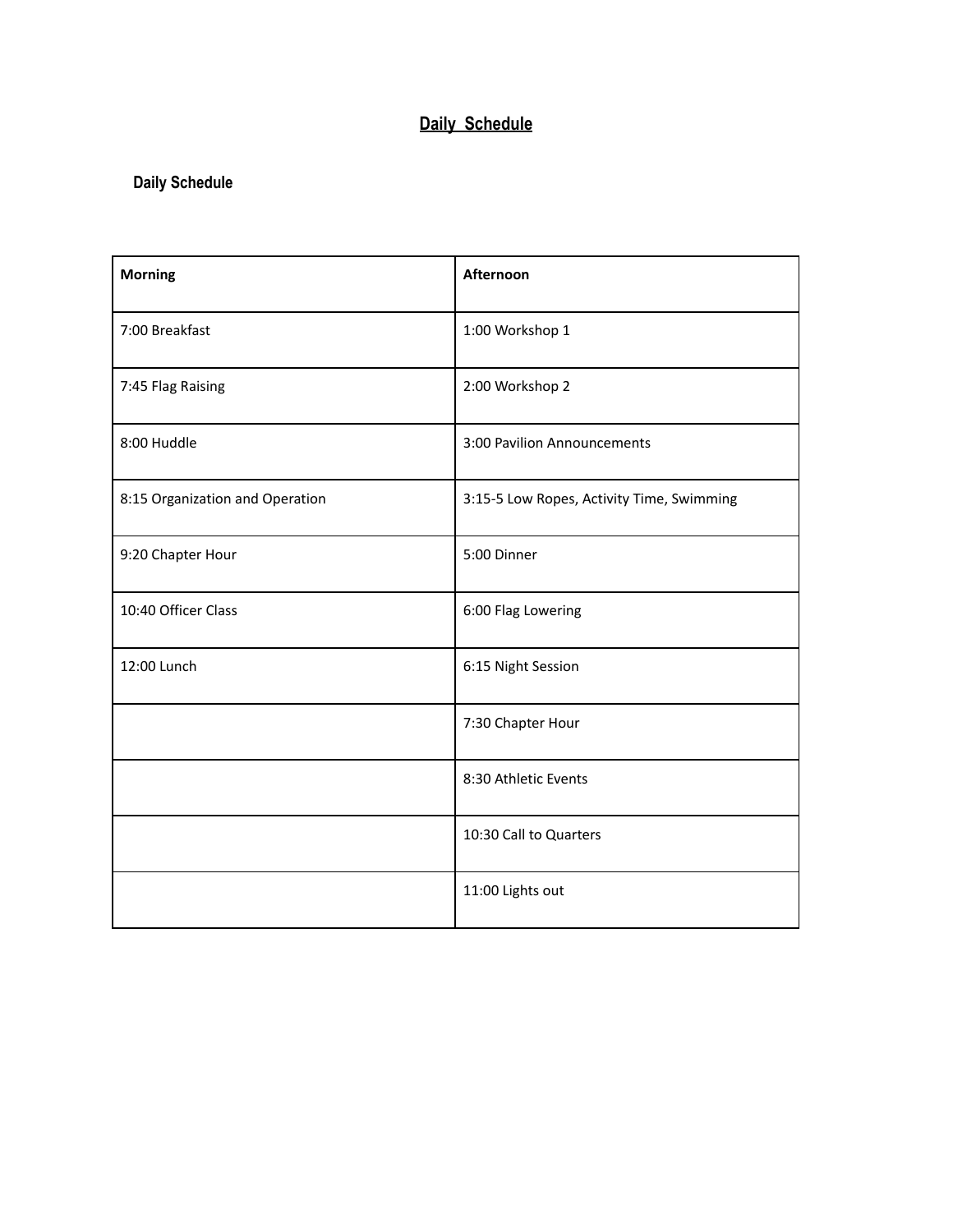# Daily Schedule

### Daily Schedule

| **Morning** | **Afternoon** |
|---|---|
| 7:00 Breakfast | 1:00 Workshop 1 |
| 7:45 Flag Raising | 2:00 Workshop 2 |
| 8:00 Huddle | 3:00 Pavilion Announcements |
| 8:15 Organization and Operation | 3:15-5 Low Ropes, Activity Time, Swimming |
| 9:20 Chapter Hour | 5:00 Dinner |
| 10:40 Officer Class | 6:00 Flag Lowering |
| 12:00 Lunch | 6:15 Night Session |
| | 7:30 Chapter Hour |
| | 8:30 Athletic Events |
| | 10:30 Call to Quarters |
| | 11:00 Lights out |